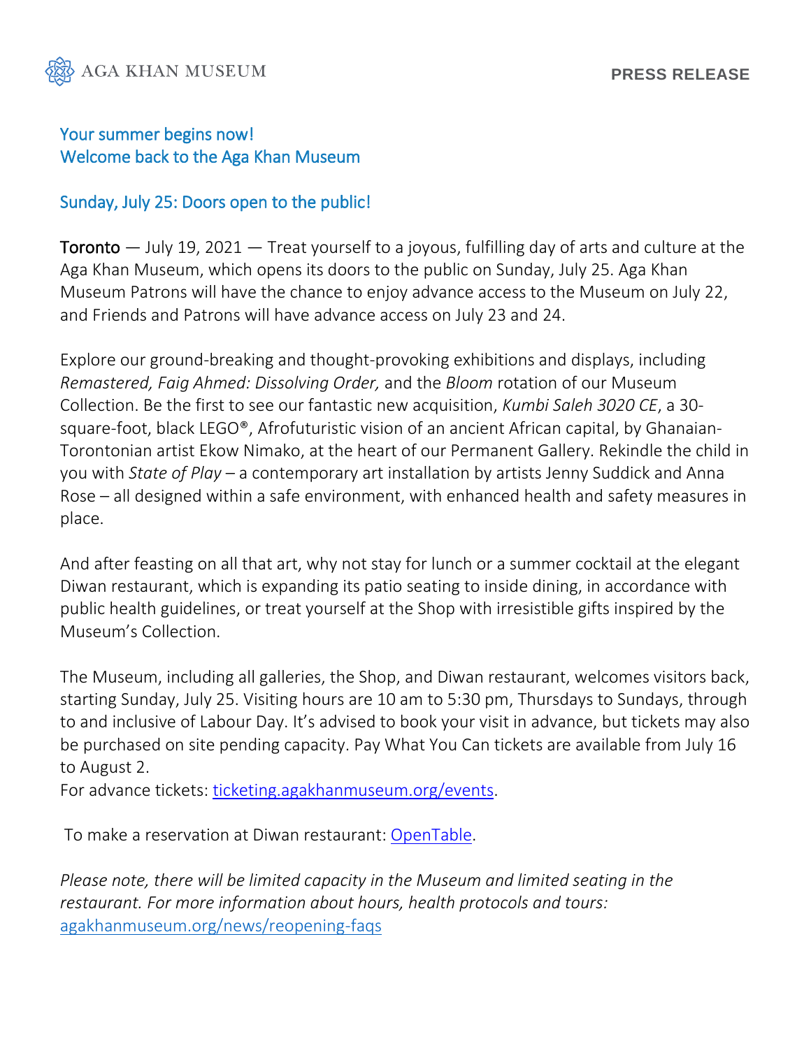AGA KHAN MUSEUM

**PRESS RELEASE**

## Your summer begins now!
## Welcome back to the Aga Khan Museum

## Sunday, July 25: Doors open to the public!

**Toronto** — July 19, 2021 — Treat yourself to a joyous, fulfilling day of arts and culture at the Aga Khan Museum, which opens its doors to the public on Sunday, July 25. Aga Khan Museum Patrons will have the chance to enjoy advance access to the Museum on July 22, and Friends and Patrons will have advance access on July 23 and 24.

Explore our ground-breaking and thought-provoking exhibitions and displays, including *Remastered, Faig Ahmed: Dissolving Order,* and the *Bloom* rotation of our Museum Collection. Be the first to see our fantastic new acquisition, *Kumbi Saleh 3020 CE*, a 30-square-foot, black LEGO®, Afrofuturistic vision of an ancient African capital, by Ghanaian-Torontonian artist Ekow Nimako, at the heart of our Permanent Gallery. Rekindle the child in you with *State of Play* – a contemporary art installation by artists Jenny Suddick and Anna Rose – all designed within a safe environment, with enhanced health and safety measures in place.

And after feasting on all that art, why not stay for lunch or a summer cocktail at the elegant Diwan restaurant, which is expanding its patio seating to inside dining, in accordance with public health guidelines, or treat yourself at the Shop with irresistible gifts inspired by the Museum's Collection.

The Museum, including all galleries, the Shop, and Diwan restaurant, welcomes visitors back, starting Sunday, July 25. Visiting hours are 10 am to 5:30 pm, Thursdays to Sundays, through to and inclusive of Labour Day. It's advised to book your visit in advance, but tickets may also be purchased on site pending capacity. Pay What You Can tickets are available from July 16 to August 2.
For advance tickets: [ticketing.agakhanmuseum.org/events](ticketing.agakhanmuseum.org/events).

To make a reservation at Diwan restaurant: OpenTable.

*Please note, there will be limited capacity in the Museum and limited seating in the restaurant. For more information about hours, health protocols and tours:* [agakhanmuseum.org/news/reopening-faqs](agakhanmuseum.org/news/reopening-faqs)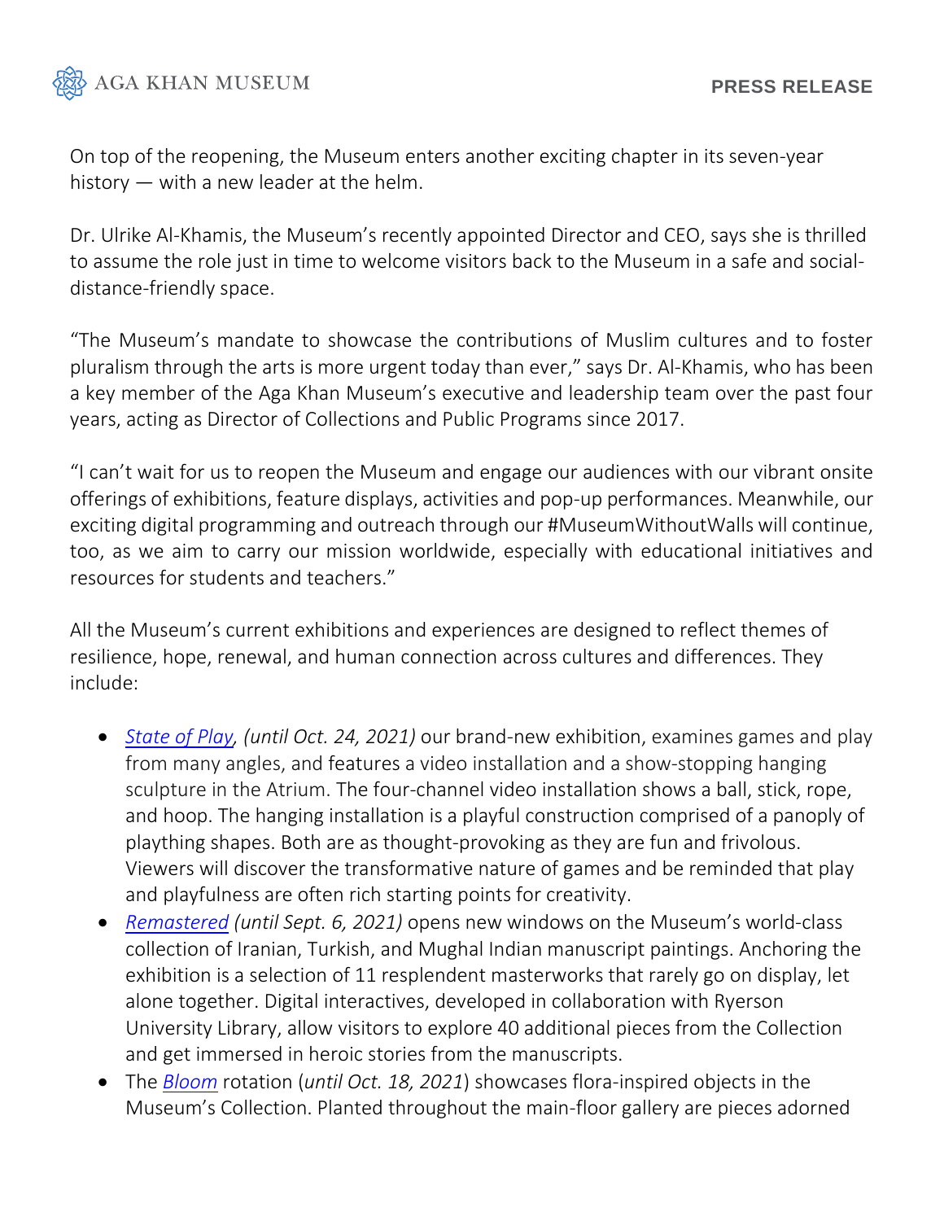On top of the reopening, the Museum enters another exciting chapter in its seven-year history — with a new leader at the helm.

Dr. Ulrike Al-Khamis, the Museum's recently appointed Director and CEO, says she is thrilled to assume the role just in time to welcome visitors back to the Museum in a safe and social-distance-friendly space.

"The Museum's mandate to showcase the contributions of Muslim cultures and to foster pluralism through the arts is more urgent today than ever," says Dr. Al-Khamis, who has been a key member of the Aga Khan Museum's executive and leadership team over the past four years, acting as Director of Collections and Public Programs since 2017.

"I can't wait for us to reopen the Museum and engage our audiences with our vibrant onsite offerings of exhibitions, feature displays, activities and pop-up performances. Meanwhile, our exciting digital programming and outreach through our #MuseumWithoutWalls will continue, too, as we aim to carry our mission worldwide, especially with educational initiatives and resources for students and teachers."

All the Museum's current exhibitions and experiences are designed to reflect themes of resilience, hope, renewal, and human connection across cultures and differences. They include:

- *State of Play*, *(until Oct. 24, 2021)* our brand-new exhibition, examines games and play from many angles, and features a video installation and a show-stopping hanging sculpture in the Atrium. The four-channel video installation shows a ball, stick, rope, and hoop. The hanging installation is a playful construction comprised of a panoply of plaything shapes. Both are as thought-provoking as they are fun and frivolous. Viewers will discover the transformative nature of games and be reminded that play and playfulness are often rich starting points for creativity.
- *Remastered* *(until Sept. 6, 2021)* opens new windows on the Museum's world-class collection of Iranian, Turkish, and Mughal Indian manuscript paintings. Anchoring the exhibition is a selection of 11 resplendent masterworks that rarely go on display, let alone together. Digital interactives, developed in collaboration with Ryerson University Library, allow visitors to explore 40 additional pieces from the Collection and get immersed in heroic stories from the manuscripts.
- The *Bloom* rotation (*until Oct. 18, 2021*) showcases flora-inspired objects in the Museum's Collection. Planted throughout the main-floor gallery are pieces adorned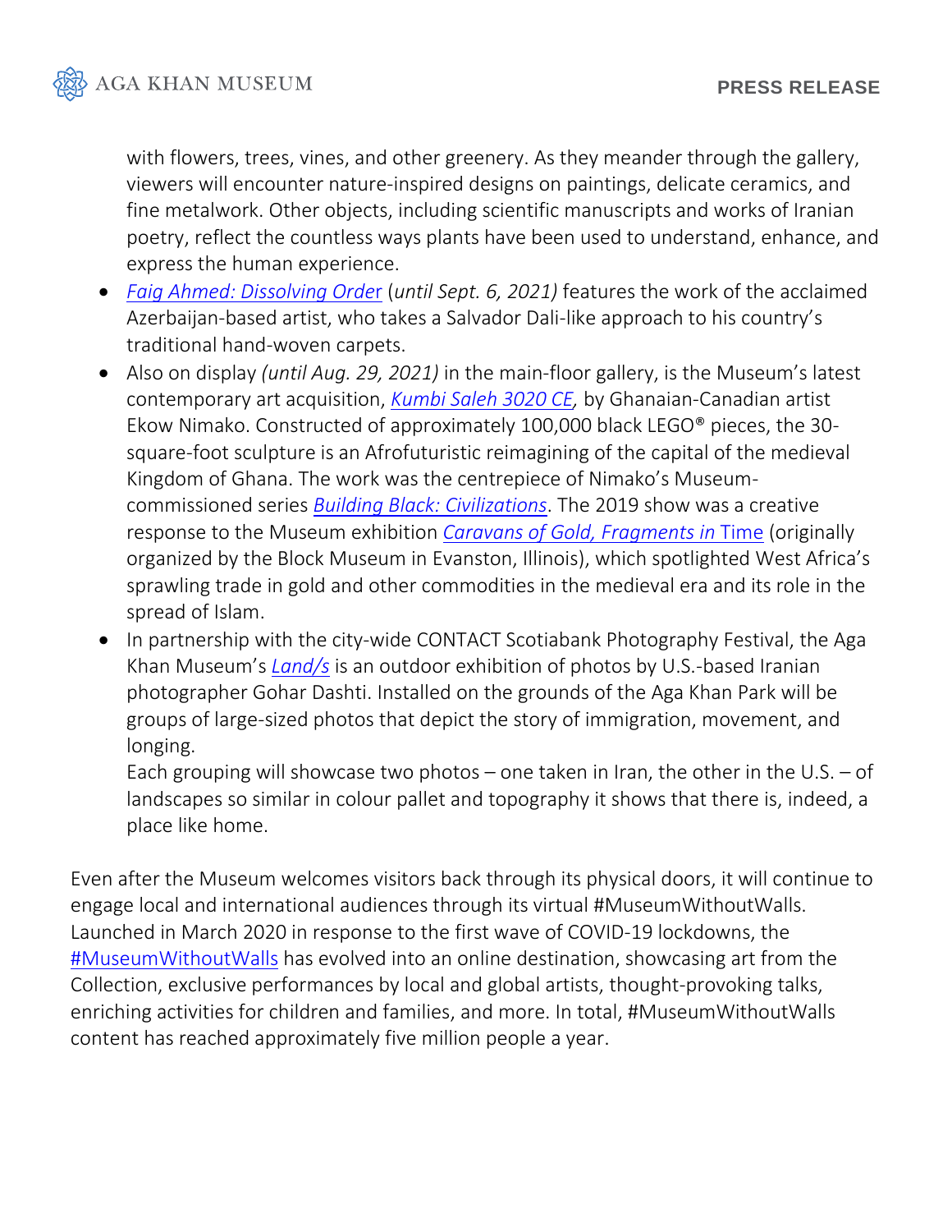with flowers, trees, vines, and other greenery. As they meander through the gallery, viewers will encounter nature-inspired designs on paintings, delicate ceramics, and fine metalwork. Other objects, including scientific manuscripts and works of Iranian poetry, reflect the countless ways plants have been used to understand, enhance, and express the human experience.

- *Faig Ahmed: Dissolving Order* (*until Sept. 6, 2021)* features the work of the acclaimed Azerbaijan-based artist, who takes a Salvador Dali-like approach to his country's traditional hand-woven carpets.
- Also on display *(until Aug. 29, 2021)* in the main-floor gallery, is the Museum's latest contemporary art acquisition, *Kumbi Saleh 3020 CE,* by Ghanaian-Canadian artist Ekow Nimako. Constructed of approximately 100,000 black LEGO® pieces, the 30-square-foot sculpture is an Afrofuturistic reimagining of the capital of the medieval Kingdom of Ghana. The work was the centrepiece of Nimako's Museum-commissioned series *Building Black: Civilizations*. The 2019 show was a creative response to the Museum exhibition *Caravans of Gold, Fragments in* Time (originally organized by the Block Museum in Evanston, Illinois), which spotlighted West Africa's sprawling trade in gold and other commodities in the medieval era and its role in the spread of Islam.
- In partnership with the city-wide CONTACT Scotiabank Photography Festival, the Aga Khan Museum's *Land/s* is an outdoor exhibition of photos by U.S.-based Iranian photographer Gohar Dashti. Installed on the grounds of the Aga Khan Park will be groups of large-sized photos that depict the story of immigration, movement, and longing.
  Each grouping will showcase two photos – one taken in Iran, the other in the U.S. – of landscapes so similar in colour pallet and topography it shows that there is, indeed, a place like home.

Even after the Museum welcomes visitors back through its physical doors, it will continue to engage local and international audiences through its virtual #MuseumWithoutWalls. Launched in March 2020 in response to the first wave of COVID-19 lockdowns, the #MuseumWithoutWalls has evolved into an online destination, showcasing art from the Collection, exclusive performances by local and global artists, thought-provoking talks, enriching activities for children and families, and more. In total, #MuseumWithoutWalls content has reached approximately five million people a year.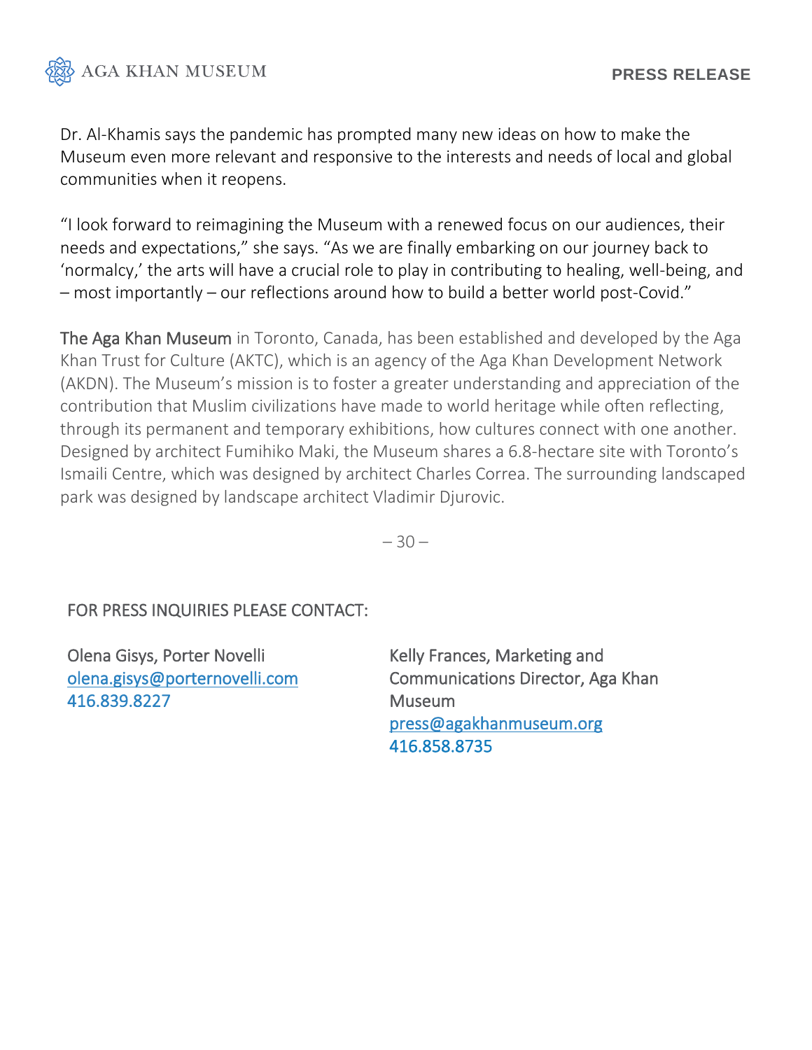Dr. Al-Khamis says the pandemic has prompted many new ideas on how to make the Museum even more relevant and responsive to the interests and needs of local and global communities when it reopens.

"I look forward to reimagining the Museum with a renewed focus on our audiences, their needs and expectations," she says. "As we are finally embarking on our journey back to 'normalcy,' the arts will have a crucial role to play in contributing to healing, well-being, and – most importantly – our reflections around how to build a better world post-Covid."

The Aga Khan Museum in Toronto, Canada, has been established and developed by the Aga Khan Trust for Culture (AKTC), which is an agency of the Aga Khan Development Network (AKDN). The Museum's mission is to foster a greater understanding and appreciation of the contribution that Muslim civilizations have made to world heritage while often reflecting, through its permanent and temporary exhibitions, how cultures connect with one another. Designed by architect Fumihiko Maki, the Museum shares a 6.8-hectare site with Toronto's Ismaili Centre, which was designed by architect Charles Correa. The surrounding landscaped park was designed by landscape architect Vladimir Djurovic.

– 30 –

FOR PRESS INQUIRIES PLEASE CONTACT:

Olena Gisys, Porter Novelli
olena.gisys@porternovelli.com
416.839.8227

Kelly Frances, Marketing and Communications Director, Aga Khan Museum
press@agakhanmuseum.org
416.858.8735